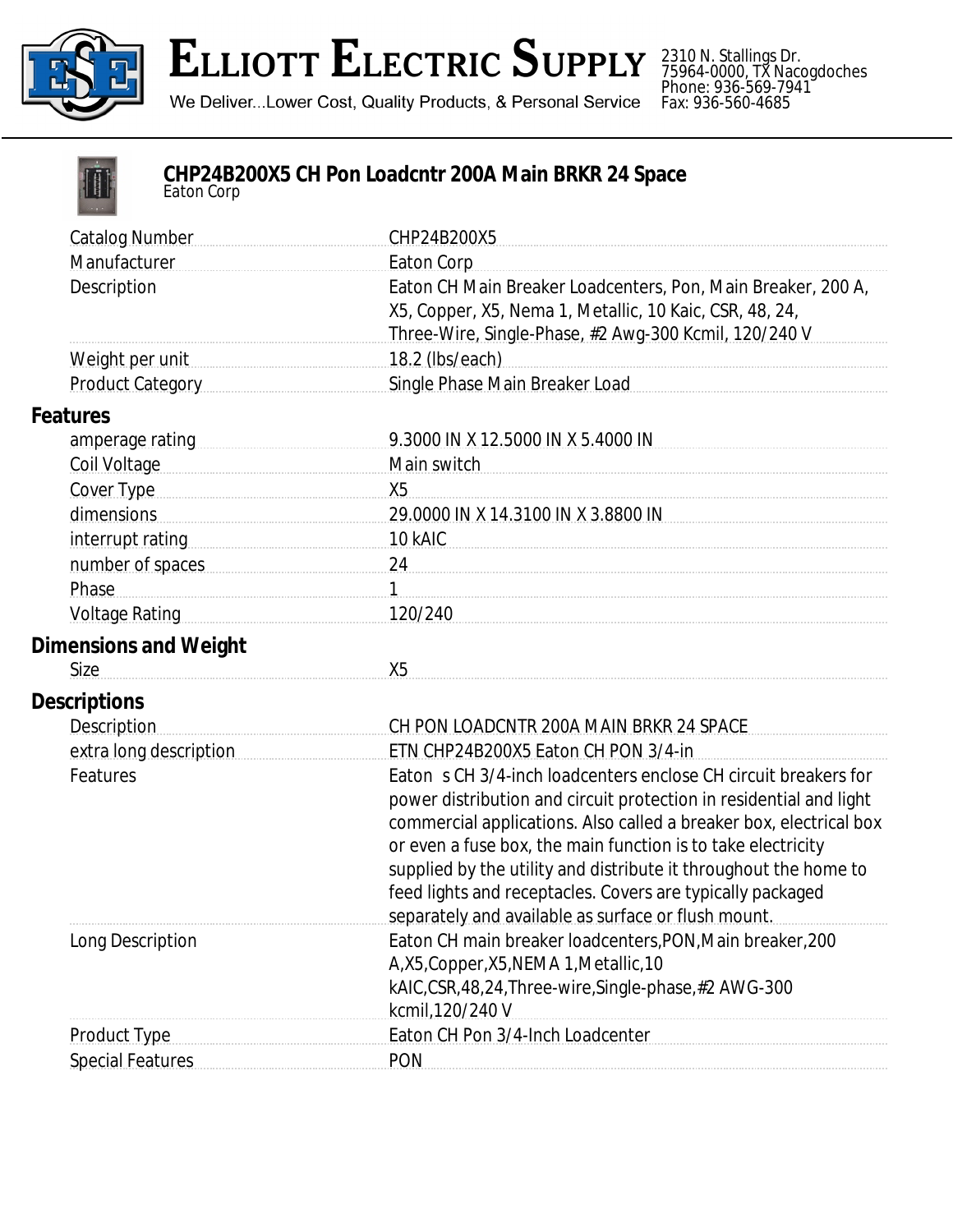# ELLIOTT ELECTRIC SUPPLY

We Deliver...Lower Cost, Quality Products, & Personal Service

2310 N. Stallings Dr.
75964-0000, TX Nacogdoches
Phone: 936-569-7941
Fax: 936-560-4685

## CHP24B200X5 CH Pon Loadcntr 200A Main BRKR 24 Space

Eaton Corp

| | |
|---|---|
| Catalog Number | CHP24B200X5 |
| Manufacturer | Eaton Corp |
| Description | Eaton CH Main Breaker Loadcenters, Pon, Main Breaker, 200 A, X5, Copper, X5, Nema 1, Metallic, 10 Kaic, CSR, 48, 24, Three-Wire, Single-Phase, #2 Awg-300 Kcmil, 120/240 V |
| Weight per unit | 18.2 (lbs/each) |
| Product Category | Single Phase Main Breaker Load |

### Features

| | |
|---|---|
| amperage rating | 9.3000 IN X 12.5000 IN X 5.4000 IN |
| Coil Voltage | Main switch |
| Cover Type | X5 |
| dimensions | 29.0000 IN X 14.3100 IN X 3.8800 IN |
| interrupt rating | 10 kAIC |
| number of spaces | 24 |
| Phase | 1 |
| Voltage Rating | 120/240 |

### Dimensions and Weight

| | |
|---|---|
| Size | X5 |

### Descriptions

| | |
|---|---|
| Description | CH PON LOADCNTR 200A MAIN BRKR 24 SPACE |
| extra long description | ETN CHP24B200X5 Eaton CH PON 3/4-in |
| Features | Eaton s CH 3/4-inch loadcenters enclose CH circuit breakers for power distribution and circuit protection in residential and light commercial applications. Also called a breaker box, electrical box or even a fuse box, the main function is to take electricity supplied by the utility and distribute it throughout the home to feed lights and receptacles. Covers are typically packaged separately and available as surface or flush mount. |
| Long Description | Eaton CH main breaker loadcenters,PON,Main breaker,200 A,X5,Copper,X5,NEMA 1,Metallic,10 kAIC,CSR,48,24,Three-wire,Single-phase,#2 AWG-300 kcmil,120/240 V |
| Product Type | Eaton CH Pon 3/4-Inch Loadcenter |
| Special Features | PON |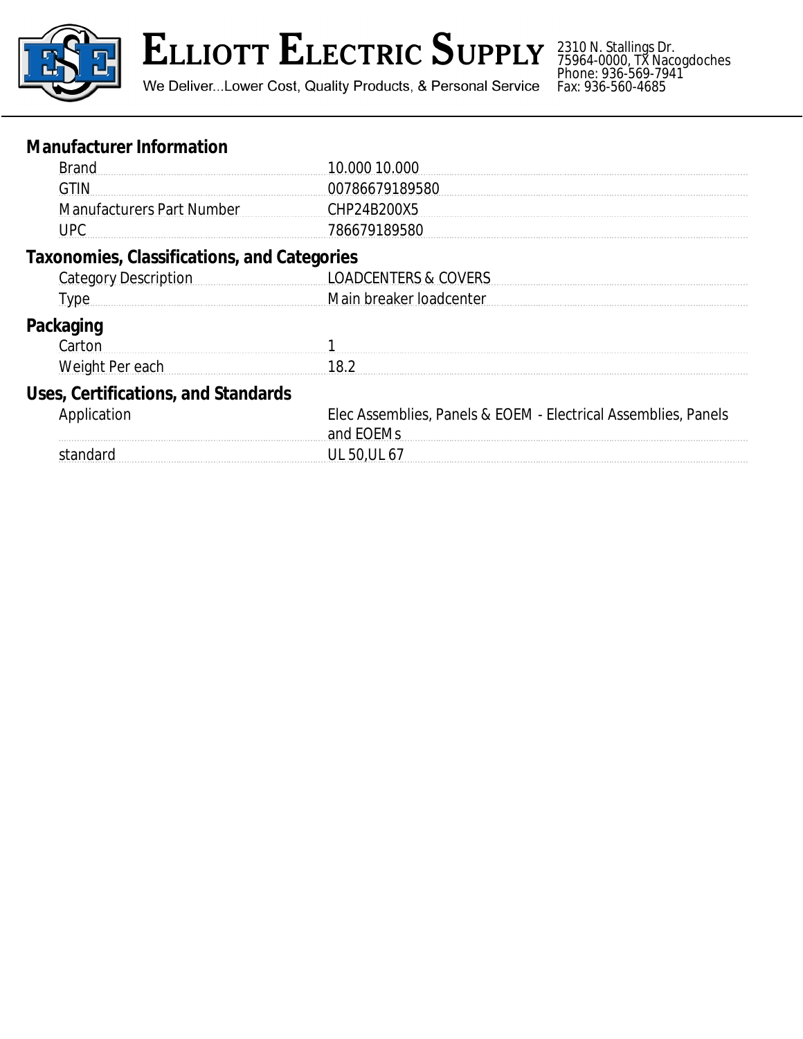## Manufacturer Information

| | |
|---|---|
| Brand | 10.000 10.000 |
| GTIN | 00786679189580 |
| Manufacturers Part Number | CHP24B200X5 |
| UPC | 786679189580 |

## Taxonomies, Classifications, and Categories

| | |
|---|---|
| Category Description | LOADCENTERS & COVERS |
| Type | Main breaker loadcenter |

## Packaging

| | |
|---|---|
| Carton | 1 |
| Weight Per each | 18.2 |

## Uses, Certifications, and Standards

| | |
|---|---|
| Application | Elec Assemblies, Panels & EOEM - Electrical Assemblies, Panels and EOEMs |
| standard | UL 50,UL 67 |